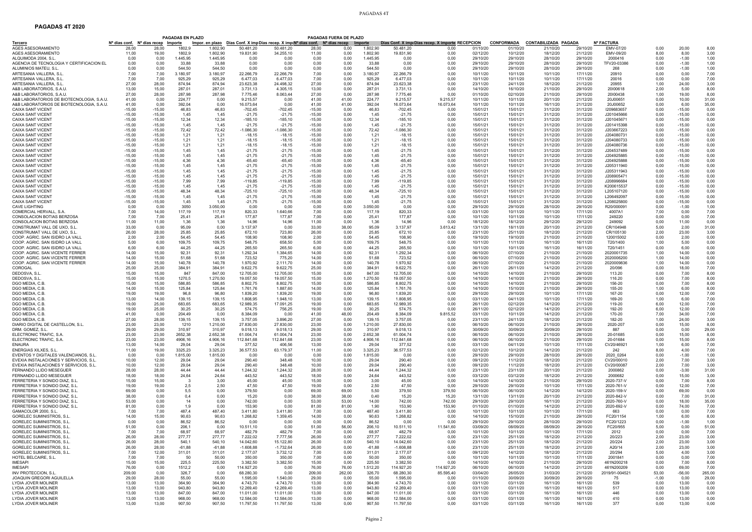# PAGADAS 4T 2020

| Tercero | Nº dias conf. | Nº dias recep | Importe | Impor. en plazo | Dias Conf. X imp | Dias recep. X imp | Nº dias conf. | Nº dias recep | Importe | Dias Conf. X imp | Dias recep. X importe | RECEPCION | CONFORMADA | CONTABILIZADA | PAGADA | Nº FACTURA | | | |
|---|---|---|---|---|---|---|---|---|---|---|---|---|---|---|---|---|---|---|---|
| | PAGADAS EN PLAZO | | | | | | PAGADAS FUERA DE PLAZO | | | | | | | | | | | | |
| AGES ASESORAMIENTO | 28,00 | 28,00 | 1802,9 | 1.802,90 | 50.481,20 | 50.481,20 | 28,00 | 0,00 | 1.802,90 | 50.481,20 | 0,00 | 01/10/20 | 01/10/20 | 21/10/20 | 29/10/20 | EMV-07/20 | 0,00 | 20,00 | 8,00 |
| AGES ASESORAMIENTO | 11,00 | 19,00 | 1802,9 | 1.802,90 | 19.831,90 | 34.255,10 | 11,00 | 0,00 | 1.802,90 | 19.831,90 | 0,00 | 02/12/20 | 10/12/20 | 18/12/20 | 21/12/20 | EMV-09/20 | 8,00 | 8,00 | 3,00 |
| ALQUIMODA 2004, S.L. | 0,00 | 0,00 | 1.445,95 | 1.445,95 | 0,00 | 0,00 | 0,00 | 0,00 | 1.445,95 | 0,00 | 0,00 | 29/10/20 | 29/10/20 | 28/10/20 | 29/10/20 | 2000416 | 0,00 | -1,00 | 1,00 |
| AGENCIA DE TECNOLOGIA Y CERTIFICACION EL | 0,00 | 0,00 | 33,88 | 33,88 | 0,00 | 0,00 | 0,00 | 0,00 | 33,88 | 0,00 | 0,00 | 29/10/20 | 29/10/20 | 28/10/20 | 29/10/20 | TFV20-03386 | 0,00 | -1,00 | 1,00 |
| ALUMINIOS MATEU, S.L. | 0,00 | 0,00 | 544,50 | 544,50 | 0,00 | 0,00 | 0,00 | 0,00 | 544,50 | 0,00 | 0,00 | 29/10/20 | 29/10/20 | 28/10/20 | 29/10/20 | 268 | 0,00 | -1,00 | 1,00 |
| ARTESANIA VALLERA, S.L. | 7,00 | 7,00 | 3.180,97 | 3.180,97 | 22.266,79 | 22.266,79 | 7,00 | 0,00 | 3.180,97 | 22.266,79 | 0,00 | 10/11/20 | 10/11/20 | 10/11/20 | 17/11/20 | 20910 | 0,00 | 0,00 | 7,00 |
| ARTESANIA VALLERA, S.L. | 7,00 | 7,00 | 925,29 | 925,29 | 6.477,03 | 6.477,03 | 7,00 | 0,00 | 925,29 | 6.477,03 | 0,00 | 10/11/20 | 10/11/20 | 10/11/20 | 17/11/20 | 20016 | 0,00 | 0,00 | 7,00 |
| ARTESANIA VALLERA, S.L. | 27,00 | 28,00 | 874,94 | 874,94 | 23.623,38 | 24.498,32 | 27,00 | 0,00 | 874,94 | 23.623,38 | 0,00 | 23/11/20 | 24/11/20 | 18/12/20 | 21/12/20 | 20955 | 1,00 | 24,00 | 3,00 |
| A&B LABORATORIOS, S.A.U. | 13,00 | 15,00 | 287,01 | 287,01 | 3.731,13 | 4.305,15 | 13,00 | 0,00 | 287,01 | 3.731,13 | 0,00 | 14/10/20 | 16/10/20 | 21/10/20 | 29/10/20 | 20I00618 | 2,00 | 5,00 | 8,00 |
| A&B LABORATORIOS, S.A.U. | 27,00 | 28,00 | 287,98 | 287,98 | 7.775,46 | 8.063,44 | 27,00 | 0,00 | 287,98 | 7.775,46 | 0,00 | 01/10/20 | 02/10/20 | 21/10/20 | 29/10/20 | 20I00438 | 1,00 | 19,00 | 8,00 |
| A&B LABORATORIOS DE BIOTECNOLOGIA, S.A.U. | 41,00 | 0,00 | 224,77 | 0,00 | 9.215,57 | 0,00 | 41,00 | 41,00 | 224,77 | 9.215,57 | 9.215,57 | 10/11/20 | 10/11/20 | 20/11/20 | 21/12/20 | 20J00651 | 0,00 | 10,00 | 31,00 |
| A&B LABORATORIOS DE BIOTECNOLOGIA, S.A.U. | 41,00 | 0,00 | 392,04 | 0,00 | 16.073,64 | 0,00 | 41,00 | 41,00 | 392,04 | 16.073,64 | 16.073,64 | 10/11/20 | 10/11/20 | 16/11/20 | 21/12/20 | 20J00652 | 0,00 | 6,00 | 35,00 |
| CAIXA SANT VICENT | -15,00 | -15,00 | 46,83 | 46,83 | -702,45 | -702,45 | -15,00 | 0,00 | 46,83 | -702,45 | 0,00 | 15/01/21 | 15/01/21 | 31/12/20 | 31/12/20 | I209683657 | 0,00 | -15,00 | 0,00 |
| CAIXA SANT VICENT | -15,00 | -15,00 | 1,45 | 1,45 | -21,75 | -21,75 | -15,00 | 0,00 | 1,45 | -21,75 | 0,00 | 15/01/21 | 15/01/21 | 31/12/20 | 31/12/20 | J201045666 | 0,00 | -15,00 | 0,00 |
| CAIXA SANT VICENT | -15,00 | -15,00 | 12,34 | 12,34 | -185,10 | -185,10 | -15,00 | 0,00 | 12,34 | -185,10 | 0,00 | 15/01/21 | 15/01/21 | 31/12/20 | 31/12/20 | J201045671 | 0,00 | -15,00 | 0,00 |
| CAIXA SANT VICENT | -15,00 | -15,00 | 1,45 | 1,45 | -21,75 | -21,75 | -15,00 | 0,00 | 1,45 | -21,75 | 0,00 | 15/01/21 | 15/01/21 | 31/12/20 | 31/12/20 | J201415398 | 0,00 | -15,00 | 0,00 |
| CAIXA SANT VICENT | -15,00 | -15,00 | 72,42 | 72,42 | -1.086,30 | -1.086,30 | -15,00 | 0,00 | 72,42 | -1.086,30 | 0,00 | 15/01/21 | 15/01/21 | 31/12/20 | 31/12/20 | J203667223 | 0,00 | -15,00 | 0,00 |
| CAIXA SANT VICENT | -15,00 | -15,00 | 1,21 | 1,21 | -18,15 | -18,15 | -15,00 | 0,00 | 1,21 | -18,15 | 0,00 | 15/01/21 | 15/01/21 | 31/12/20 | 31/12/20 | J204080731 | 0,00 | -15,00 | 0,00 |
| CAIXA SANT VICENT | -15,00 | -15,00 | 1,21 | 1,21 | -18,15 | -18,15 | -15,00 | 0,00 | 1,21 | -18,15 | 0,00 | 15/01/21 | 15/01/21 | 31/12/20 | 31/12/20 | J204080733 | 0,00 | -15,00 | 0,00 |
| CAIXA SANT VICENT | -15,00 | -15,00 | 1,21 | 1,21 | -18,15 | -18,15 | -15,00 | 0,00 | 1,21 | -18,15 | 0,00 | 15/01/21 | 15/01/21 | 31/12/20 | 31/12/20 | J204080736 | 0,00 | -15,00 | 0,00 |
| CAIXA SANT VICENT | -15,00 | -15,00 | 1,45 | 1,45 | -21,75 | -21,75 | -15,00 | 0,00 | 1,45 | -21,75 | 0,00 | 15/01/21 | 15/01/21 | 31/12/20 | 31/12/20 | J204537489 | 0,00 | -15,00 | 0,00 |
| CAIXA SANT VICENT | -15,00 | -15,00 | 1,45 | 1,45 | -21,75 | -21,75 | -15,00 | 0,00 | 1,45 | -21,75 | 0,00 | 15/01/21 | 15/01/21 | 31/12/20 | 31/12/20 | J204925885 | 0,00 | -15,00 | 0,00 |
| CAIXA SANT VICENT | -15,00 | -15,00 | 4,36 | 4,36 | -65,40 | -65,40 | -15,00 | 0,00 | 4,36 | -65,40 | 0,00 | 15/01/21 | 15/01/21 | 31/12/20 | 31/12/20 | J204925888 | 0,00 | -15,00 | 0,00 |
| CAIXA SANT VICENT | -15,00 | -15,00 | 1,45 | 1,45 | -21,75 | -21,75 | -15,00 | 0,00 | 1,45 | -21,75 | 0,00 | 15/01/21 | 15/01/21 | 31/12/20 | 31/12/20 | J205311940 | 0,00 | -15,00 | 0,00 |
| CAIXA SANT VICENT | -15,00 | -15,00 | 1,45 | 1,45 | -21,75 | -21,75 | -15,00 | 0,00 | 1,45 | -21,75 | 0,00 | 15/01/21 | 15/01/21 | 31/12/20 | 31/12/20 | J205311943 | 0,00 | -15,00 | 0,00 |
| CAIXA SANT VICENT | -15,00 | -15,00 | 1,45 | 1,45 | -21,75 | -21,75 | -15,00 | 0,00 | 1,45 | -21,75 | 0,00 | 15/01/21 | 15/01/21 | 31/12/20 | 31/12/20 | J208905471 | 0,00 | -15,00 | 0,00 |
| CAIXA SANT VICENT | -15,00 | -15,00 | 7,99 | 7,99 | -119,85 | -119,85 | -15,00 | 0,00 | 7,99 | -119,85 | 0,00 | 15/01/21 | 15/01/21 | 31/12/20 | 31/12/20 | J208996684 | 0,00 | -15,00 | 0,00 |
| CAIXA SANT VICENT | -15,00 | -15,00 | 1,45 | 1,45 | -21,75 | -21,75 | -15,00 | 0,00 | 1,45 | -21,75 | 0,00 | 15/01/21 | 15/01/21 | 31/12/20 | 31/12/20 | K200615537 | 0,00 | -15,00 | 0,00 |
| CAIXA SANT VICENT | -15,00 | -15,00 | 48,34 | 48,34 | -725,10 | -725,10 | -15,00 | 0,00 | 48,34 | -725,10 | 0,00 | 15/01/21 | 15/01/21 | 31/12/20 | 31/12/20 | L205107120 | 0,00 | -15,00 | 0,00 |
| CAIXA SANT VICENT | -15,00 | -15,00 | 1,45 | 1,45 | -21,75 | -21,75 | -15,00 | 0,00 | 1,45 | -21,75 | 0,00 | 15/01/21 | 15/01/21 | 31/12/20 | 31/12/20 | L206492097 | 0,00 | -15,00 | 0,00 |
| CAIXA SANT VICENT | -15,00 | -15,00 | 1,45 | 1,45 | -21,75 | -21,75 | -15,00 | 0,00 | 1,45 | -21,75 | 0,00 | 15/01/21 | 15/01/21 | 31/12/20 | 31/12/20 | L208025800 | 0,00 | -15,00 | 0,00 |
| CAVE LIGHTING | 0,00 | 0,00 | 3050 | 3.050,00 | 0,00 | 0,00 | 0,00 | 0,00 | 3.050,00 | 0,00 | 0,00 | 29/10/20 | 29/10/20 | 28/10/20 | 29/10/20 | R20/000091 | 0,00 | -1,00 | 1,00 |
| COMERCIAL HERVALL, S.A. | 7,00 | 14,00 | 117,19 | 117,19 | 820,33 | 1.640,66 | 7,00 | 0,00 | 117,19 | 820,33 | 0,00 | 03/11/20 | 10/11/20 | 10/11/20 | 17/11/20 | 4007A1 | 7,00 | 0,00 | 7,00 |
| CONSOLACION BOTIAS BERZOSA | 7,00 | 7,00 | 25,41 | 25,41 | 177,87 | 177,87 | 7,00 | 0,00 | 25,41 | 177,87 | 0,00 | 10/11/20 | 10/11/20 | 10/11/20 | 17/11/20 | 249220 | 0,00 | 0,00 | 7,00 |
| CONSOLACION BOTIAS BERZOSA | 11,00 | 11,00 | 1,36 | 1,36 | 14,96 | 14,96 | 11,00 | 0,00 | 1,36 | 14,96 | 0,00 | 18/12/20 | 18/12/20 | 29/12/20 | 29/12/20 | 249092 | 0,00 | 11,00 | 0,00 |
| CONSTRUMAT VALL DE UXO, S.L. | 33,00 | 0,00 | 95,09 | 0,00 | 3.137,97 | 0,00 | 33,00 | 38,00 | 95,09 | 3.137,97 | 3.613,42 | 13/11/20 | 18/11/20 | 20/11/20 | 21/12/20 | CR/104948 | 5,00 | 2,00 | 31,00 |
| CONSTRUMAT VALL DE UXO, S.L. | 26,00 | 28,00 | 25,85 | 25,85 | 672,10 | 723,80 | 26,00 | 0,00 | 25,85 | 672,10 | 0,00 | 23/11/20 | 25/11/20 | 18/12/20 | 21/12/20 | CR/105130 | 2,00 | 23,00 | 3,00 |
| COOP. AGRIC. SAN ISIDRO LA VALL | 2,00 | 2,00 | 54,45 | 54,45 | 108,90 | 108,90 | 2,00 | 0,00 | 54,45 | 108,90 | 0,00 | 19/10/20 | 19/10/20 | 21/10/20 | 21/10/20 | 120015002 | 0,00 | 2,00 | 0,00 |
| COOP. AGRIC. SAN ISIDRO LA VALL | 5,00 | 6,00 | 109,75 | 109,75 | 548,75 | 658,50 | 5,00 | 0,00 | 109,75 | 548,75 | 0,00 | 10/11/20 | 11/11/20 | 16/11/20 | 16/11/20 | T20/1400 | 1,00 | 5,00 | 0,00 |
| COOP. AGRIC. SAN ISIDRO LA VALL | 6,00 | 6,00 | 44,25 | 44,25 | 265,50 | 265,50 | 6,00 | 0,00 | 44,25 | 265,50 | 0,00 | 10/11/20 | 10/11/20 | 16/11/20 | 16/11/20 | T20/1451 | 0,00 | 6,00 | 0,00 |
| COOP. AGRIC. SAN VICENTE FERRER | 14,00 | 15,00 | 92,31 | 92,31 | 1.292,34 | 1.384,65 | 14,00 | 0,00 | 92,31 | 1.292,34 | 0,00 | 06/10/20 | 07/10/20 | 21/10/20 | 21/10/20 | 2020001735 | 1,00 | 14,00 | 0,00 |
| COOP. AGRIC. SAN VICENTE FERRER | 14,00 | 15,00 | 51,68 | 51,68 | 723,52 | 775,20 | 14,00 | 0,00 | 51,68 | 723,52 | 0,00 | 06/10/20 | 07/10/20 | 21/10/20 | 21/10/20 | 2020006200 | 1,00 | 14,00 | 0,00 |
| COOP. AGRIC. SAN VICENTE FERRER | 14,00 | 15,00 | 140,78 | 140,78 | 1.970,92 | 2.111,70 | 14,00 | 0,00 | 140,78 | 1.970,92 | 0,00 | 06/10/20 | 07/10/20 | 21/10/20 | 21/10/20 | 2020009836 | 1,00 | 14,00 | 0,00 |
| COROGAL | 25,00 | 25,00 | 384,91 | 384,91 | 9.622,75 | 9.622,75 | 25,00 | 0,00 | 384,91 | 9.622,75 | 0,00 | 26/11/20 | 26/11/20 | 14/12/20 | 21/12/20 | 20/096 | 0,00 | 18,00 | 7,00 |
| DEDOSVA, S.L. | 15,00 | 15,00 | 847 | 847,00 | 12.705,00 | 12.705,00 | 15,00 | 0,00 | 847,00 | 12.705,00 | 0,00 | 14/10/20 | 14/10/20 | 21/10/20 | 29/10/20 | 113.20 | 0,00 | 7,00 | 8,00 |
| DEDOSVA, S.L. | 15,00 | 15,00 | 1270,5 | 1.270,50 | 19.057,50 | 19.057,50 | 15,00 | 0,00 | 1.270,50 | 19.057,50 | 0,00 | 14/10/20 | 14/10/20 | 21/10/20 | 29/10/20 | 116.20 | 0,00 | 7,00 | 8,00 |
| DGO MEDIA, C.B. | 15,00 | 15,00 | 586,85 | 586,85 | 8.802,75 | 8.802,75 | 15,00 | 0,00 | 586,85 | 8.802,75 | 0,00 | 14/10/20 | 14/10/20 | 21/10/20 | 29/10/20 | 156-20 | 0,00 | 7,00 | 8,00 |
| DGO MEDIA, C.B. | 14,00 | 15,00 | 125,84 | 125,84 | 1.761,76 | 1.887,60 | 14,00 | 0,00 | 125,84 | 1.761,76 | 0,00 | 14/10/20 | 15/10/20 | 21/10/20 | 29/10/20 | 155-20 | 1,00 | 6,00 | 8,00 |
| DGO MEDIA, C.B. | 19,00 | 19,00 | 96,8 | 96,80 | 1.839,20 | 1.839,20 | 19,00 | 0,00 | 96,80 | 1.839,20 | 0,00 | 29/10/20 | 29/10/20 | 10/11/20 | 17/11/20 | 167-20 | 0,00 | 12,00 | 7,00 |
| DGO MEDIA, C.B. | 13,00 | 14,00 | 139,15 | 139,15 | 1.808,95 | 1.948,10 | 13,00 | 0,00 | 139,15 | 1.808,95 | 0,00 | 03/11/20 | 04/11/20 | 10/11/20 | 17/11/20 | 169-20 | 1,00 | 6,00 | 7,00 |
| DGO MEDIA, C.B. | 19,00 | 25,00 | 683,65 | 683,65 | 12.989,35 | 17.091,25 | 19,00 | 0,00 | 683,65 | 12.989,35 | 0,00 | 26/11/20 | 02/12/20 | 14/12/20 | 21/12/20 | 119-20 | 6,00 | 12,00 | 7,00 |
| DGO MEDIA, C.B. | 19,00 | 25,00 | 30,25 | 30,25 | 574,75 | 756,25 | 19,00 | 0,00 | 30,25 | 574,75 | 0,00 | 26/11/20 | 02/12/20 | 14/12/20 | 21/12/20 | 192-20 | 6,00 | 12,00 | 7,00 |
| DGO MEDIA, C.B. | 41,00 | 0,00 | 204,49 | 0,00 | 8.384,09 | 0,00 | 41,00 | 48,00 | 204,49 | 8.384,09 | 9.815,52 | 03/11/20 | 10/11/20 | 14/12/20 | 21/12/20 | 170-20 | 7,00 | 34,00 | 7,00 |
| DGO MEDIA, C.B. | 27,00 | 28,00 | 139,15 | 139,15 | 3.757,05 | 3.896,20 | 27,00 | 0,00 | 139,15 | 3.757,05 | 0,00 | 23/11/20 | 24/11/20 | 18/12/20 | 21/12/20 | 182-20 | 1,00 | 24,00 | 3,00 |
| DIARIO DIGITAL DE CASTELLON, S.L. | 23,00 | 23,00 | 1210 | 1.210,00 | 27.830,00 | 27.830,00 | 23,00 | 0,00 | 1.210,00 | 27.830,00 | 0,00 | 06/10/20 | 06/10/20 | 21/10/20 | 29/10/20 | 2020-207 | 0,00 | 15,00 | 8,00 |
| DRM. GOMEZ, S.L. | 29,00 | 29,00 | 310,97 | 310,97 | 9.018,13 | 9.018,13 | 29,00 | 0,00 | 310,97 | 9.018,13 | 0,00 | 30/09/20 | 30/09/20 | 30/09/20 | 29/10/20 | 887 | 0,00 | 0,00 | 29,00 |
| ELECTRONIC TRAFIC, S.A. | 23,00 | 23,00 | 2652,38 | 2.652,38 | 61.004,74 | 61.004,74 | 23,00 | 0,00 | 2.652,38 | 61.004,74 | 0,00 | 06/10/20 | 06/10/20 | 21/10/20 | 29/10/20 | 20-01685 | 0,00 | 15,00 | 8,00 |
| ELECTRONIC TRAFIC, S.A. | 23,00 | 23,00 | 4906,16 | 4.906,16 | 112.841,68 | 112.841,68 | 23,00 | 0,00 | 4.906,16 | 112.841,68 | 0,00 | 06/10/20 | 06/10/20 | 21/10/20 | 29/10/20 | 20-01684 | 0,00 | 15,00 | 8,00 |
| ENAURA | 13,00 | 14,00 | 29,04 | 29,04 | 377,52 | 406,56 | 13,00 | 0,00 | 29,04 | 377,52 | 0,00 | 03/11/20 | 04/11/20 | 10/11/20 | 17/11/20 | CV20/46921 | 1,00 | 6,00 | 7,00 |
| ENERGIAS XILXES, S.L. | 11,00 | 19,00 | 3325,23 | 3.325,23 | 36.577,53 | 63.179,37 | 11,00 | 0,00 | 3.325,23 | 36.577,53 | 0,00 | 02/12/20 | 10/12/20 | 14/12/20 | 21/12/20 | 242 | 8,00 | 4,00 | 7,00 |
| EVENTOS Y DIGITALES VALENCIANOS, S.L. | 0,00 | 0,00 | 1.815,00 | 1.815,00 | 0,00 | 0,00 | 0,00 | 0,00 | 1.815,00 | 0,00 | 0,00 | 29/10/20 | 29/10/20 | 28/10/20 | 29/10/20 | 2020_0264 | 0,00 | -1,00 | 1,00 |
| EVEXIA INSTALACIONES Y SERVICIOS, S.L. | 10,00 | 12,00 | 29,04 | 29,04 | 290,40 | 348,48 | 10,00 | 0,00 | 29,04 | 290,40 | 0,00 | 09/12/20 | 11/12/20 | 18/12/20 | 21/12/20 | CV20/00010 | 2,00 | 7,00 | 3,00 |
| EVEXIA INSTALACIONES Y SERVICIOS, S.L. | 10,00 | 12,00 | 29,04 | 29,04 | 290,40 | 348,48 | 10,00 | 0,00 | 29,04 | 290,40 | 0,00 | 09/12/20 | 11/12/20 | 18/12/20 | 21/12/20 | CV20/00087 | 2,00 | 7,00 | 3,00 |
| FERNANDO LLIDO MESEGUER | 28,00 | 28,00 | 44,44 | 44,44 | 1.244,32 | 1.244,32 | 28,00 | 0,00 | 44,44 | 1.244,32 | 0,00 | 23/11/20 | 23/11/20 | 20/11/20 | 21/12/20 | 2000862 | 0,00 | -3,00 | 31,00 |
| FERNANDO LLIDO MESEGUER | 18,00 | 18,00 | 24,64 | 24,64 | 443,52 | 443,52 | 18,00 | 0,00 | 24,64 | 443,52 | 0,00 | 03/12/20 | 03/12/20 | 18/12/20 | 21/12/20 | 2000682 | 0,00 | 15,00 | 3,00 |
| FERRETERIA Y SONIDO DIAZ, S.L. | 15,00 | 15,00 | 3 | 3,00 | 45,00 | 45,00 | 15,00 | 0,00 | 3,00 | 45,00 | 0,00 | 14/10/20 | 14/10/20 | 21/10/20 | 29/10/20 | 2020-737-V | 0,00 | 7,00 | 8,00 |
| FERRETERIA Y SONIDO DIAZ, S.L. | 19,00 | 19,00 | 2,5 | 2,50 | 47,50 | 47,50 | 19,00 | 0,00 | 2,50 | 47,50 | 0,00 | 29/10/20 | 29/10/20 | 10/11/20 | 17/11/20 | 2020-761-V | 0,00 | 12,00 | 7,00 |
| FERRETERIA Y SONIDO DIAZ, S.L. | 69,00 | 0,00 | 5,5 | 0,00 | 379,50 | 0,00 | 69,00 | 69,00 | 5,50 | 379,50 | 379,50 | 06/10/20 | 06/10/20 | 14/12/20 | 14/12/20 | 2020-159-V | 0,00 | 69,00 | 0,00 |
| FERRETERIA Y SONIDO DIAZ, S.L. | 38,00 | 0,00 | 0,4 | 0,00 | 15,20 | 0,00 | 38,00 | 38,00 | 0,40 | 15,20 | 15,20 | 13/11/20 | 13/11/20 | 20/11/20 | 21/12/20 | 2020-842-V | 0,00 | 7,00 | 31,00 |
| FERRETERIA Y SONIDO DIAZ, S.L. | 53,00 | 0,00 | 14 | 0,00 | 742,00 | 0,00 | 53,00 | 53,00 | 14,00 | 742,00 | 742,00 | 29/10/20 | 29/10/20 | 16/11/20 | 21/12/20 | 2020-760-V | 0,00 | 18,00 | 35,00 |
| FERRETERIA Y SONIDO DIAZ, S.L. | 81,00 | 0,00 | 1,9 | 0,00 | 153,90 | 0,00 | 81,00 | 81,00 | 1,90 | 153,90 | 153,90 | 01/10/20 | 01/10/20 | 14/12/20 | 21/12/20 | 2020-692-V | 0,00 | 74,00 | 7,00 |
| GAMACOLOR 2000, S.L. | 7,00 | 7,00 | 487,4 | 487,40 | 3.411,80 | 3.411,80 | 7,00 | 0,00 | 487,40 | 3.411,80 | 0,00 | 10/11/20 | 10/11/20 | 10/11/20 | 17/11/20 | 663 | 0,00 | 0,00 | 7,00 |
| GORELEC SUMINISTROS, S.L. | 14,00 | 15,00 | 90,63 | 90,63 | 1.268,82 | 1.359,45 | 14,00 | 0,00 | 90,63 | 1.268,82 | 0,00 | 14/10/20 | 15/10/20 | 21/10/20 | 29/10/20 | FC20/1154 | 1,00 | 6,00 | 8,00 |
| GORELEC SUMINISTROS, S.L. | 0,00 | 0,00 | 86,52 | 86,52 | 0,00 | 0,00 | 0,00 | 0,00 | 86,52 | 0,00 | 0,00 | 29/10/20 | 29/10/20 | 28/10/20 | 29/10/20 | FC20/1223 | 0,00 | -1,00 | 1,00 |
| GORELEC SUMINISTROS, S.L. | 51,00 | 0,00 | 206,1 | 0,00 | 10.511,10 | 0,00 | 51,00 | 56,00 | 206,10 | 10.511,10 | 11.541,60 | 03/09/20 | 08/09/20 | 08/09/20 | 29/10/20 | FC20/955 | 5,00 | 0,00 | 51,00 |
| GORELEC SUMINISTROS, S.L. | 7,00 | 7,00 | 68,97 | 68,97 | 482,79 | 482,79 | 7,00 | 0,00 | 68,97 | 482,79 | 0,00 | 10/11/20 | 10/11/20 | 10/11/20 | 17/11/20 | 2012 | 0,00 | 0,00 | 7,00 |
| GORELEC SUMINISTROS, S.L. | 26,00 | 28,00 | 277,77 | 277,77 | 7.222,02 | 7.777,56 | 26,00 | 0,00 | 277,77 | 7.222,02 | 0,00 | 23/11/20 | 25/11/20 | 18/12/20 | 21/12/20 | 20/223 | 2,00 | 23,00 | 3,00 |
| GORELEC SUMINISTROS, S.L. | 26,00 | 28,00 | 540,1 | 540,10 | 14.042,60 | 15.122,80 | 26,00 | 0,00 | 540,10 | 14.042,60 | 0,00 | 23/11/20 | 25/11/20 | 18/12/20 | 21/12/20 | 20/224 | 2,00 | 23,00 | 3,00 |
| GORELEC SUMINISTROS, S.L. | 26,00 | 28,00 | -61,88 | -61,88 | -1.608,88 | -1.732,64 | 26,00 | 0,00 | -61,88 | -1.608,88 | 0,00 | 23/11/20 | 25/11/20 | 18/12/20 | 21/12/20 | A20/14 | 2,00 | 23,00 | 3,00 |
| GORELEC SUMINISTROS, S.L. | 7,00 | 12,00 | 311,01 | 311,01 | 2.177,07 | 3.732,12 | 7,00 | 0,00 | 311,01 | 2.177,07 | 0,00 | 09/12/20 | 14/12/20 | 18/12/20 | 21/12/20 | 20/294 | 5,00 | 4,00 | 3,00 |
| HOTEL BELCAIRE, S.L. | 7,00 | 7,00 | 50 | 50,00 | 350,00 | 350,00 | 7,00 | 0,00 | 50,00 | 350,00 | 0,00 | 10/11/20 | 10/11/20 | 10/11/20 | 17/11/20 | 2001841 | 0,00 | 0,00 | 7,00 |
| IMESAPI | 15,00 | 15,00 | 225,5 | 225,50 | 3.382,50 | 3.382,50 | 15,00 | 0,00 | 225,50 | 3.382,50 | 0,00 | 14/10/20 | 14/10/20 | 21/10/20 | 29/10/20 | 461N200218 | 0,00 | 7,00 | 8,00 |
| IMESAPI | 76,00 | 0,00 | 1512,2 | 0,00 | 114.927,20 | 0,00 | 76,00 | 76,00 | 1.512,20 | 114.927,20 | 114.927,20 | 06/10/20 | 06/10/20 | 14/12/20 | 21/12/20 | 461N200209 | 0,00 | 69,00 | 7,00 |
| INV PROTECCION, S.L. | 209,00 | 0,00 | 326,7 | 0,00 | 68.280,30 | 0,00 | 209,00 | 262,00 | 326,70 | 68.280,30 | 85.595,40 | 03/04/20 | 26/05/20 | 31/03/20 | 21/12/20 | 2019/91-004521 | 53,00 | -56,00 | 265,00 |
| JOAQUIN GREGORI AGUILELLA | 29,00 | 28,00 | 55,00 | 55,00 | 1.595,00 | 1.540,00 | 29,00 | 0,00 | 55,00 | 1.595,00 | 0,00 | 01/10/20 | 30/09/20 | 30/09/20 | 29/10/20 | 75 | -1,00 | 0,00 | 29,00 |
| LYDIA JOVER MOLINER | 13,00 | 13,00 | 364,90 | 364,90 | 4.743,70 | 4.743,70 | 13,00 | 0,00 | 364,90 | 4.743,70 | 0,00 | 03/11/20 | 03/11/20 | 16/11/20 | 16/11/20 | 539 | 0,00 | 13,00 | 0,00 |
| LYDIA JOVER MOLINER | 13,00 | 13,00 | 943,80 | 943,80 | 12.269,40 | 12.269,40 | 13,00 | 0,00 | 943,80 | 12.269,40 | 0,00 | 03/11/20 | 03/11/20 | 16/11/20 | 16/11/20 | 517 | 0,00 | 13,00 | 0,00 |
| LYDIA JOVER MOLINER | 13,00 | 13,00 | 847,00 | 847,00 | 11.011,00 | 11.011,00 | 13,00 | 0,00 | 847,00 | 11.011,00 | 0,00 | 03/11/20 | 03/11/20 | 16/11/20 | 16/11/20 | 446 | 0,00 | 13,00 | 0,00 |
| LYDIA JOVER MOLINER | 13,00 | 13,00 | 968,00 | 968,00 | 12.584,00 | 12.584,00 | 13,00 | 0,00 | 968,00 | 12.584,00 | 0,00 | 03/11/20 | 03/11/20 | 16/11/20 | 16/11/20 | 410 | 0,00 | 13,00 | 0,00 |
| LYDIA JOVER MOLINER | 13,00 | 13,00 | 907,50 | 907,50 | 11.797,50 | 11.797,50 | 13,00 | 0,00 | 907,50 | 11.797,50 | 0,00 | 03/11/20 | 03/11/20 | 16/11/20 | 16/11/20 | 377 | 0,00 | 13,00 | 0,00 |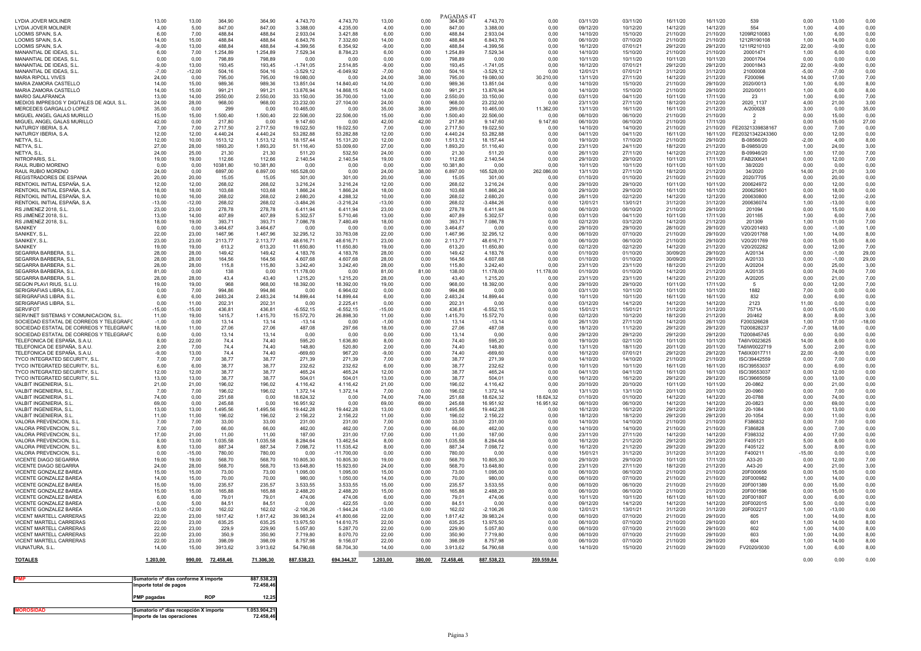PAGADAS 4T

| | | | | | | | | | | | | | | | | | | | | |
|---|---|---|---|---|---|---|---|---|---|---|---|---|---|---|---|---|---|---|---|---|
| LYDIA JOVER MOLINER | 13,00 | 13,00 | 364,90 | 364,90 | 4.743,70 | 4.743,70 | 13,00 | 0,00 | 364,90 | 4.743,70 | 0,00 | 03/11/20 | 03/11/20 | 16/11/20 | 16/11/20 | 539 | 0,00 | 13,00 | 0,00 |
| LYDIA JOVER MOLINER | 4,00 | 5,00 | 847,00 | 847,00 | 3.388,00 | 4.235,00 | 4,00 | 0,00 | 847,00 | 3.388,00 | 0,00 | 09/12/20 | 10/12/20 | 14/12/20 | 14/12/20 | 554 | 1,00 | 4,00 | 0,00 |
| LOOMIS SPAIN, S.A. | 6,00 | 7,00 | 488,84 | 488,84 | 2.933,04 | 3.421,88 | 6,00 | 0,00 | 488,84 | 2.933,04 | 0,00 | 14/10/20 | 15/10/20 | 21/10/20 | 21/10/20 | 1209R210083 | 1,00 | 6,00 | 0,00 |
| LOOMIS SPAIN, S.A. | 14,00 | 15,00 | 488,84 | 488,84 | 6.843,76 | 7.332,60 | 14,00 | 0,00 | 488,84 | 6.843,76 | 0,00 | 06/10/20 | 07/10/20 | 21/10/20 | 21/10/20 | 1212R190108 | 1,00 | 14,00 | 0,00 |
| LOOMIS SPAIN, S.A. | -9,00 | 13,00 | 488,84 | 488,84 | -4.399,56 | 6.354,92 | -9,00 | 0,00 | 488,84 | -4.399,56 | 0,00 | 16/12/20 | 07/01/21 | 29/12/20 | 29/12/20 | 1211R210103 | 22,00 | -9,00 | 0,00 |
| MANANTIAL DE IDEAS, S.L. | 6,00 | 7,00 | 1.254,89 | 1.254,89 | 7.529,34 | 8.784,23 | 6,00 | 0,00 | 1.254,89 | 7.529,34 | 0,00 | 14/10/20 | 15/10/20 | 21/10/20 | 21/10/20 | 20001471 | 1,00 | 6,00 | 0,00 |
| MANANTIAL DE IDEAS, S.L. | 0,00 | 0,00 | 798,89 | 798,89 | 0,00 | 0,00 | 0,00 | 0,00 | 798,89 | 0,00 | 0,00 | 10/11/20 | 10/11/20 | 10/11/20 | 10/11/20 | 20001704 | 0,00 | 0,00 | 0,00 |
| MANANTIAL DE IDEAS, S.L. | -9,00 | 13,00 | 193,45 | 193,45 | -1.741,05 | 2.514,85 | -9,00 | 0,00 | 193,45 | -1.741,05 | 0,00 | 16/12/20 | 07/01/21 | 29/12/20 | 29/12/20 | 20001843 | 22,00 | -9,00 | 0,00 |
| MANANTIAL DE IDEAS, S.L. | -7,00 | -12,00 | 504,16 | 504,16 | -3.529,12 | -6.049,92 | -7,00 | 0,00 | 504,16 | -3.529,12 | 0,00 | 12/01/21 | 07/01/21 | 31/12/20 | 31/12/20 | 21000008 | -5,00 | -7,00 | 0,00 |
| MARIA RIPOLL VIVES | 24,00 | 0,00 | 795,00 | 795,00 | 19.080,00 | 0,00 | 24,00 | 38,00 | 795,00 | 19.080,00 | 30.210,00 | 13/11/20 | 27/11/20 | 14/12/20 | 21/12/20 | F200096 | 14,00 | 17,00 | 7,00 |
| MARIA ZAMORA CASTELLÓ | 14,00 | 15,00 | 989,36 | 989,36 | 13.851,04 | 14.840,40 | 14,00 | 0,00 | 989,36 | 13.851,04 | 0,00 | 14/10/20 | 15/10/20 | 21/10/20 | 29/10/20 | 2020/0013 | 1,00 | 6,00 | 8,00 |
| MARIA ZAMORA CASTELLÓ | 14,00 | 15,00 | 991,21 | 991,21 | 13.876,94 | 14.868,15 | 14,00 | 0,00 | 991,21 | 13.876,94 | 0,00 | 14/10/20 | 15/10/20 | 21/10/20 | 29/10/20 | 2020/0011 | 1,00 | 6,00 | 8,00 |
| MARIO SALAFRANCA | 13,00 | 14,00 | 2550,00 | 2.550,00 | 33.150,00 | 35.700,00 | 13,00 | 0,00 | 2.550,00 | 33.150,00 | 0,00 | 03/11/20 | 04/11/20 | 10/11/20 | 17/11/20 | 23 | 1,00 | 6,00 | 7,00 |
| MEDIOS IMPRESOS Y DIGITALES DE AQUI, S.L. | 24,00 | 28,00 | 968,00 | 968,00 | 23.232,00 | 27.104,00 | 24,00 | 0,00 | 968,00 | 23.232,00 | 0,00 | 23/11/20 | 27/11/20 | 18/12/20 | 21/12/20 | 2020_1137 | 4,00 | 21,00 | 3,00 |
| MERCEDES GARGALLO LOPEZ | 35,00 | 0,00 | 299 | 0,00 | 10.465,00 | 0,00 | 35,00 | 38,00 | 299,00 | 10.465,00 | 11.362,00 | 13/11/20 | 16/11/20 | 16/11/20 | 21/12/20 | A/200028 | 3,00 | 0,00 | 35,00 |
| MIGUEL ANGEL GALAS MURILLO | 15,00 | 15,00 | 1.500,40 | 1.500,40 | 22.506,00 | 22.506,00 | 15,00 | 0,00 | 1.500,40 | 22.506,00 | 0,00 | 06/10/20 | 06/10/20 | 21/10/20 | 21/10/20 | 2 | 0,00 | 15,00 | 0,00 |
| MIGUEL ANGEL GALAS MURILLO | 42,00 | 0,00 | 217,80 | 0,00 | 9.147,60 | 0,00 | 42,00 | 42,00 | 217,80 | 9.147,60 | 9.147,60 | 06/10/20 | 06/10/20 | 21/10/20 | 17/11/20 | 2 | 0,00 | 15,00 | 27,00 |
| NATURGY IBERIA, S.A. | 7,00 | 7,00 | 2.717,50 | 2.717,50 | 19.022,50 | 19.022,50 | 7,00 | 0,00 | 2.717,50 | 19.022,50 | 0,00 | 14/10/20 | 14/10/20 | 21/10/20 | 21/10/20 | FE20321339838167 | 0,00 | 7,00 | 0,00 |
| NATURGY IBERIA, S.A. | 12,00 | 12,00 | 4.440,24 | 4.440,24 | 53.282,88 | 53.282,88 | 12,00 | 0,00 | 4.440,24 | 53.282,88 | 0,00 | 04/11/20 | 04/11/20 | 16/11/20 | 16/11/20 | FE20321342243360 | 0,00 | 12,00 | 0,00 |
| NETYA, S.L. | 12,00 | 10,00 | 1513,12 | 1.513,12 | 18.157,44 | 15.131,20 | 12,00 | 0,00 | 1.513,12 | 18.157,44 | 0,00 | 19/10/20 | 17/10/20 | 21/10/20 | 29/10/20 | B-08566/20 | -2,00 | 4,00 | 8,00 |
| NETYA, S.L. | 27,00 | 28,00 | 1893,20 | 1.893,20 | 51.116,40 | 53.009,60 | 27,00 | 0,00 | 1.893,20 | 51.116,40 | 0,00 | 23/11/20 | 24/11/20 | 18/12/20 | 21/12/20 | B-09850/20 | 1,00 | 24,00 | 3,00 |
| NETYA, S.L. | 24,00 | 25,00 | 21,30 | 21,30 | 511,20 | 532,50 | 24,00 | 0,00 | 21,30 | 511,20 | 0,00 | 26/11/20 | 27/11/20 | 14/12/20 | 21/12/20 | B-09946/20 | 1,00 | 17,00 | 7,00 |
| NITROPARIS, S.L. | 19,00 | 19,00 | 112,66 | 112,66 | 2.140,54 | 2.140,54 | 19,00 | 0,00 | 112,66 | 2.140,54 | 0,00 | 29/10/20 | 29/10/20 | 10/11/20 | 17/11/20 | FAB200641 | 0,00 | 12,00 | 7,00 |
| RAUL RUBIO MORENO | 0,00 | 0,00 | 10381,80 | 10.381,80 | 0,00 | 0,00 | 0,00 | 0,00 | 10.381,80 | 0,00 | 0,00 | 10/11/20 | 10/11/20 | 10/11/20 | 10/11/20 | 38/2020 | 0,00 | 0,00 | 0,00 |
| RAUL RUBIO MORENO | 24,00 | 0,00 | 6897,00 | 6.897,00 | 165.528,00 | 0,00 | 24,00 | 38,00 | 6.897,00 | 165.528,00 | 262.086,00 | 13/11/20 | 27/11/20 | 18/12/20 | 21/12/20 | 34/2020 | 14,00 | 21,00 | 3,00 |
| REGISTRADORES DE ESPANA | 20,00 | 20,00 | 15,05 | 15,05 | 301,00 | 301,00 | 20,00 | 0,00 | 15,05 | 301,00 | 0,00 | 01/10/20 | 01/10/20 | 21/10/20 | 21/10/20 | 2020/7705 | 0,00 | 20,00 | 0,00 |
| RENTOKIL INITIAL ESPAÑA, S.A. | 12,00 | 12,00 | 268,02 | 268,02 | 3.216,24 | 3.216,24 | 12,00 | 0,00 | 268,02 | 3.216,24 | 0,00 | 29/10/20 | 29/10/20 | 10/11/20 | 10/11/20 | 200624972 | 0,00 | 12,00 | 0,00 |
| RENTOKIL INITIAL ESPAÑA, S.A. | 18,00 | 18,00 | 103,68 | 103,68 | 1.866,24 | 1.866,24 | 18,00 | 0,00 | 103,68 | 1.866,24 | 0,00 | 29/10/20 | 29/10/20 | 16/11/20 | 16/11/20 | 200625601 | 0,00 | 18,00 | 0,00 |
| RENTOKIL INITIAL ESPAÑA, S.A. | 10,00 | 16,00 | 268,02 | 268,02 | 2.680,20 | 4.288,32 | 10,00 | 0,00 | 268,02 | 2.680,20 | 0,00 | 26/11/20 | 02/12/20 | 14/12/20 | 12/12/20 | 200630800 | 6,00 | 12,00 | -2,00 |
| RENTOKIL INITIAL ESPAÑA, S.A. | -13,00 | -12,00 | 268,02 | 268,02 | -3.484,26 | -3.216,24 | -13,00 | 0,00 | 268,02 | -3.484,26 | 0,00 | 12/01/21 | 13/01/21 | 31/12/20 | 31/12/20 | 200636074 | 1,00 | -13,00 | 0,00 |
| RS JIMENEZ 2018, S.L. | 23,00 | 23,00 | 278,78 | 278,78 | 6.411,94 | 6.411,94 | 23,00 | 0,00 | 278,78 | 6.411,94 | 0,00 | 06/10/20 | 06/10/20 | 21/10/20 | 29/10/20 | 201094 | 0,00 | 15,00 | 8,00 |
| RS JIMENEZ 2018, S.L. | 13,00 | 14,00 | 407,89 | 407,89 | 5.302,57 | 5.710,46 | 13,00 | 0,00 | 407,89 | 5.302,57 | 0,00 | 03/11/20 | 04/11/20 | 10/11/20 | 17/11/20 | 201185 | 1,00 | 6,00 | 7,00 |
| RS JIMENEZ 2018, S.L. | 18,00 | 19,00 | 393,71 | 393,71 | 7.086,78 | 7.480,49 | 18,00 | 0,00 | 393,71 | 7.086,78 | 0,00 | 02/12/20 | 03/12/20 | 14/12/20 | 21/12/20 | 201309 | 1,00 | 11,00 | 7,00 |
| SANIKEY | 0,00 | 0,00 | 3.464,67 | 3.464,67 | 0,00 | 0,00 | 0,00 | 0,00 | 3.464,67 | 0,00 | 0,00 | 29/10/20 | 29/10/20 | 28/10/20 | 29/10/20 | V20/201493 | 0,00 | -1,00 | 1,00 |
| SANIKEY, S.L. | 22,00 | 23,00 | 1467,96 | 1.467,96 | 32.295,12 | 33.763,08 | 22,00 | 0,00 | 1.467,96 | 32.295,12 | 0,00 | 06/10/20 | 07/10/20 | 21/10/20 | 29/10/20 | V20/201768 | 1,00 | 14,00 | 8,00 |
| SANIKEY, S.L. | 23,00 | 23,00 | 2113,77 | 2.113,77 | 48.616,71 | 48.616,71 | 23,00 | 0,00 | 2.113,77 | 48.616,71 | 0,00 | 06/10/20 | 06/10/20 | 21/10/20 | 29/10/20 | V20/201769 | 0,00 | 15,00 | 8,00 |
| SANIKEY | 19,00 | 19,00 | 613,2 | 613,20 | 11.650,80 | 11.650,80 | 19,00 | 0,00 | 613,20 | 11.650,80 | 0,00 | 02/12/20 | 02/12/20 | 14/12/20 | 21/12/20 | V20/202282 | 0,00 | 12,00 | 7,00 |
| SEGARRA BARBERA, S.L. | 28,00 | 28,00 | 149,42 | 149,42 | 4.183,76 | 4.183,76 | 28,00 | 0,00 | 149,42 | 4.183,76 | 0,00 | 01/10/20 | 01/10/20 | 30/09/20 | 29/10/20 | A/20134 | 0,00 | -1,00 | 29,00 |
| SEGARRA BARBERA, S.L. | 28,00 | 28,00 | 164,56 | 164,56 | 4.607,68 | 4.607,68 | 28,00 | 0,00 | 164,56 | 4.607,68 | 0,00 | 01/10/20 | 01/10/20 | 30/09/20 | 29/10/20 | A/20133 | 0,00 | -1,00 | 29,00 |
| SEGARRA BARBERA, S.L. | 28,00 | 28,00 | 115,8 | 115,80 | 3.242,40 | 3.242,40 | 28,00 | 0,00 | 115,80 | 3.242,40 | 0,00 | 23/11/20 | 23/11/20 | 18/12/20 | 21/12/20 | A/20204 | 0,00 | 25,00 | 3,00 |
| SEGARRA BARBERA, S.L. | 81,00 | 0,00 | 138 | 0,00 | 11.178,00 | 0,00 | 81,00 | 81,00 | 138,00 | 11.178,00 | 11.178,00 | 01/10/20 | 01/10/20 | 14/12/20 | 21/12/20 | A/20135 | 0,00 | 74,00 | 7,00 |
| SEGARRA BARBERA, S.L. | 28,00 | 28,00 | 43,4 | 43,40 | 1.215,20 | 1.215,20 | 28,00 | 0,00 | 43,40 | 1.215,20 | 0,00 | 23/11/20 | 23/11/20 | 14/12/20 | 21/12/20 | A/20205 | 0,00 | 21,00 | 7,00 |
| SEGON PLAVI RIUS, S.L.U. | 19,00 | 19,00 | 968 | 968,00 | 18.392,00 | 18.392,00 | 19,00 | 0,00 | 968,00 | 18.392,00 | 0,00 | 29/10/20 | 29/10/20 | 10/11/20 | 17/11/20 | 5 | 0,00 | 12,00 | 7,00 |
| SERIGRAFIAS LIBRA, S.L. | 0,00 | 7,00 | 994,86 | 994,86 | 0,00 | 6.964,02 | 0,00 | 0,00 | 994,86 | 0,00 | 0,00 | 03/11/20 | 10/11/20 | 10/11/20 | 10/11/20 | 1882 | 7,00 | 0,00 | 0,00 |
| SERIGRAFIAS LIBRA, S.L. | 6,00 | 6,00 | 2483,24 | 2.483,24 | 14.899,44 | 14.899,44 | 6,00 | 0,00 | 2.483,24 | 14.899,44 | 0,00 | 10/11/20 | 10/11/20 | 16/11/20 | 16/11/20 | 832 | 0,00 | 6,00 | 0,00 |
| SERIGRAFIAS LIBRA, S.L. | 0,00 | 11,00 | 202,31 | 202,31 | 0,00 | 2.225,41 | 0,00 | 0,00 | 202,31 | 0,00 | 0,00 | 03/12/20 | 14/12/20 | 14/12/20 | 14/12/20 | 2123 | 11,00 | 0,00 | 0,00 |
| SERVIFOT | -15,00 | -15,00 | 436,81 | 436,81 | -6.552,15 | -6.552,15 | -15,00 | 0,00 | 436,81 | -6.552,15 | 0,00 | 15/01/21 | 15/01/21 | 31/12/20 | 31/12/20 | 7571A | 0,00 | -15,00 | 0,00 |
| SERVINET SISTEMAS Y COMUNICACION, S.L. | 11,00 | 19,00 | 1415,7 | 1.415,70 | 15.572,70 | 26.898,30 | 11,00 | 0,00 | 1.415,70 | 15.572,70 | 0,00 | 02/12/20 | 10/12/20 | 18/12/20 | 21/12/20 | 20/462 | 8,00 | 8,00 | 3,00 |
| SOCIEDAD ESTATAL DE CORREOS Y TELEGRAFC | -1,00 | 0,00 | 13,14 | 13,14 | -13,14 | 0,00 | -1,00 | 0,00 | 13,14 | -13,14 | 0,00 | 26/11/20 | 27/11/20 | 14/12/20 | 26/11/20 | F200326628 | 1,00 | 17,00 | -18,00 |
| SOCIEDAD ESTATAL DE CORREOS Y TELEGRAFC | 18,00 | 11,00 | 27,06 | 27,06 | 487,08 | 297,66 | 18,00 | 0,00 | 27,06 | 487,08 | 0,00 | 18/12/20 | 11/12/20 | 29/12/20 | 29/12/20 | TI200828237 | -7,00 | 18,00 | 0,00 |
| SOCIEDAD ESTATAL DE CORREOS Y TELEGRAFC | 0,00 | 0,00 | 13,14 | 13,14 | 0,00 | 0,00 | 0,00 | 0,00 | 13,14 | 0,00 | 0,00 | 29/12/20 | 29/12/20 | 29/12/20 | 29/12/20 | TI200845745 | 0,00 | 0,00 | 0,00 |
| TELEFONICA DE ESPAÑA, S.A.U. | 8,00 | 22,00 | 74,4 | 74,40 | 595,20 | 1.636,80 | 8,00 | 0,00 | 74,40 | 595,20 | 0,00 | 19/10/20 | 02/11/20 | 10/11/20 | 10/11/20 | TA6IV0023625 | 14,00 | 8,00 | 0,00 |
| TELEFONICA DE ESPAÑA, S.A.U. | 2,00 | 7,00 | 74,4 | 74,40 | 148,80 | 520,80 | 2,00 | 0,00 | 74,40 | 148,80 | 0,00 | 13/11/20 | 18/11/20 | 20/11/20 | 20/11/20 | TA6IW0022719 | 5,00 | 2,00 | 0,00 |
| TELEFONICA DE ESPAÑA, S.A.U. | -9,00 | 13,00 | 74,4 | 74,40 | -669,60 | 967,20 | -9,00 | 0,00 | 74,40 | -669,60 | 0,00 | 16/12/20 | 07/01/21 | 29/12/20 | 29/12/20 | TA6IX0017711 | 22,00 | -9,00 | 0,00 |
| TYCO INTEGRATED SECURITY, S.L. | 7,00 | 7,00 | 38,77 | 38,77 | 271,39 | 271,39 | 7,00 | 0,00 | 38,77 | 271,39 | 0,00 | 14/10/20 | 14/10/20 | 21/10/20 | 21/10/20 | ISC/39442559 | 0,00 | 7,00 | 0,00 |
| TYCO INTEGRATED SECURITY, S.L. | 6,00 | 6,00 | 38,77 | 38,77 | 232,62 | 232,62 | 6,00 | 0,00 | 38,77 | 232,62 | 0,00 | 10/11/20 | 10/11/20 | 16/11/20 | 16/11/20 | ISC/39553037 | 0,00 | 6,00 | 0,00 |
| TYCO INTEGRATED SECURITY, S.L. | 12,00 | 12,00 | 38,77 | 38,77 | 465,24 | 465,24 | 12,00 | 0,00 | 38,77 | 465,24 | 0,00 | 04/11/20 | 04/11/20 | 16/11/20 | 16/11/20 | ISC/39553037 | 0,00 | 12,00 | 0,00 |
| TYCO INTEGRATED SECURITY, S.L. | 13,00 | 13,00 | 38,77 | 38,77 | 504,01 | 504,01 | 13,00 | 0,00 | 38,77 | 504,01 | 0,00 | 16/12/20 | 16/12/20 | 29/12/20 | 29/12/20 | ISC/39665059 | 0,00 | 13,00 | 0,00 |
| VALBIT INGENIERIA, S.L. | 21,00 | 21,00 | 196,02 | 196,02 | 4.116,42 | 4.116,42 | 21,00 | 0,00 | 196,02 | 4.116,42 | 0,00 | 20/10/20 | 20/10/20 | 10/11/20 | 10/11/20 | 20-0862 | 0,00 | 21,00 | 0,00 |
| VALBIT INGENIERIA, S.L. | 7,00 | 7,00 | 196,02 | 196,02 | 1.372,14 | 1.372,14 | 7,00 | 0,00 | 196,02 | 1.372,14 | 0,00 | 13/11/20 | 13/11/20 | 20/11/20 | 20/11/20 | 20-0960 | 0,00 | 7,00 | 0,00 |
| VALBIT INGENIERIA, S.L. | 74,00 | 0,00 | 251,68 | 0,00 | 18.624,32 | 0,00 | 74,00 | 74,00 | 251,68 | 18.624,32 | 18.624,32 | 01/10/20 | 01/10/20 | 14/12/20 | 14/12/20 | 20-0788 | 0,00 | 74,00 | 0,00 |
| VALBIT INGENIERIA, S.L. | 69,00 | 0,00 | 245,68 | 0,00 | 16.951,92 | 0,00 | 69,00 | 69,00 | 245,68 | 16.951,92 | 16.951,92 | 06/10/20 | 06/10/20 | 14/12/20 | 14/12/20 | 20-0823 | 0,00 | 69,00 | 0,00 |
| VALBIT INGENIERIA, S.L. | 13,00 | 13,00 | 1.495,56 | 1.495,56 | 19.442,28 | 19.442,28 | 13,00 | 0,00 | 1.495,56 | 19.442,28 | 0,00 | 16/12/20 | 16/12/20 | 29/12/20 | 29/12/20 | 20-1084 | 0,00 | 13,00 | 0,00 |
| VALBIT INGENIERIA, S.L. | 11,00 | 11,00 | 196,02 | 196,02 | 2.156,22 | 2.156,22 | 11,00 | 0,00 | 196,02 | 2.156,22 | 0,00 | 18/12/20 | 18/12/20 | 29/12/20 | 29/12/20 | 20-1054 | 0,00 | 11,00 | 0,00 |
| VALORA PREVENCION, S.L. | 7,00 | 7,00 | 33,00 | 33,00 | 231,00 | 231,00 | 7,00 | 0,00 | 33,00 | 231,00 | 0,00 | 14/10/20 | 14/10/20 | 21/10/20 | 21/10/20 | F386832 | 0,00 | 7,00 | 0,00 |
| VALORA PREVENCION, S.L. | 7,00 | 7,00 | 66,00 | 66,00 | 462,00 | 462,00 | 7,00 | 0,00 | 66,00 | 462,00 | 0,00 | 14/10/20 | 14/10/20 | 21/10/20 | 21/10/20 | F386828 | 0,00 | 7,00 | 0,00 |
| VALORA PREVENCION, S.L. | 17,00 | 21,00 | 11,00 | 11,00 | 187,00 | 231,00 | 17,00 | 0,00 | 11,00 | 187,00 | 0,00 | 23/11/20 | 27/11/20 | 14/12/20 | 14/12/20 | F398332 | 4,00 | 17,00 | 0,00 |
| VALORA PREVENCION, S.L. | 8,00 | 13,00 | 1.035,58 | 1.035,58 | 8.284,64 | 13.462,54 | 8,00 | 0,00 | 1.035,58 | 8.284,64 | 0,00 | 16/12/20 | 21/12/20 | 29/12/20 | 29/12/20 | F405121 | 5,00 | 8,00 | 0,00 |
| VALORA PREVENCION, S.L. | 8,00 | 13,00 | 887,34 | 887,34 | 7.098,72 | 11.535,42 | 8,00 | 0,00 | 887,34 | 7.098,72 | 0,00 | 16/12/20 | 21/12/20 | 29/12/20 | 29/12/20 | F405122 | 5,00 | 8,00 | 0,00 |
| VALORA PREVENCION, S.L. | 0,00 | -15,00 | 780,00 | 780,00 | 0,00 | -11.700,00 | 0,00 | 0,00 | 780,00 | 0,00 | 0,00 | 15/01/21 | 31/12/20 | 31/12/20 | 31/12/20 | F400211 | -15,00 | 0,00 | 0,00 |
| VICENTE DIAGO SEGARRA | 19,00 | 19,00 | 568,70 | 568,70 | 10.805,30 | 10.805,30 | 19,00 | 0,00 | 568,70 | 10.805,30 | 0,00 | 29/10/20 | 29/10/20 | 10/11/20 | 17/11/20 | A33-20 | 0,00 | 12,00 | 7,00 |
| VICENTE DIAGO SEGARRA | 24,00 | 28,00 | 568,70 | 568,70 | 13.648,80 | 15.923,60 | 24,00 | 0,00 | 568,70 | 13.648,80 | 0,00 | 23/11/20 | 27/11/20 | 18/12/20 | 21/12/20 | A43-20 | 4,00 | 21,00 | 3,00 |
| VICENTE GONZALEZ BAREA | 15,00 | 15,00 | 73,00 | 73,00 | 1.095,00 | 1.095,00 | 15,00 | 0,00 | 73,00 | 1.095,00 | 0,00 | 06/10/20 | 06/10/20 | 21/10/20 | 21/10/20 | 20F000656 | 0,00 | 15,00 | 0,00 |
| VICENTE GONZALEZ BAREA | 14,00 | 15,00 | 70,00 | 70,00 | 980,00 | 1.050,00 | 14,00 | 0,00 | 70,00 | 980,00 | 0,00 | 06/10/20 | 07/10/20 | 21/10/20 | 21/10/20 | 20F000982 | 1,00 | 14,00 | 0,00 |
| VICENTE GONZALEZ BAREA | 15,00 | 15,00 | 235,57 | 235,57 | 3.533,55 | 3.533,55 | 15,00 | 0,00 | 235,57 | 3.533,55 | 0,00 | 06/10/20 | 06/10/20 | 21/10/20 | 21/10/20 | 20F001389 | 0,00 | 15,00 | 0,00 |
| VICENTE GONZALEZ BAREA | 15,00 | 15,00 | 165,88 | 165,88 | 2.488,20 | 2.488,20 | 15,00 | 0,00 | 165,88 | 2.488,20 | 0,00 | 06/10/20 | 06/10/20 | 21/10/20 | 21/10/20 | 20F001596 | 0,00 | 15,00 | 0,00 |
| VICENTE GONZALEZ BAREA | 6,00 | 6,00 | 79,01 | 79,01 | 474,06 | 474,06 | 6,00 | 0,00 | 79,01 | 474,06 | 0,00 | 10/11/20 | 10/11/20 | 16/11/20 | 16/11/20 | 20F001807 | 0,00 | 6,00 | 0,00 |
| VICENTE GONZALEZ BAREA | 0,00 | 5,00 | 84,51 | 84,51 | 0,00 | 422,55 | 0,00 | 0,00 | 84,51 | 0,00 | 0,00 | 09/12/20 | 14/12/20 | 14/12/20 | 14/12/20 | 20F002015 | 5,00 | 0,00 | 0,00 |
| VICENTE GONZALEZ BAREA | -13,00 | -12,00 | 162,02 | 162,02 | -2.106,26 | -1.944,24 | -13,00 | 0,00 | 162,02 | -2.106,26 | 0,00 | 12/01/21 | 13/01/21 | 31/12/20 | 31/12/20 | 20F002217 | 1,00 | -13,00 | 0,00 |
| VICENT MARTELL CARRERAS | 22,00 | 23,00 | 1817,42 | 1.817,42 | 39.983,24 | 41.800,66 | 22,00 | 0,00 | 1.817,42 | 39.983,24 | 0,00 | 06/10/20 | 07/10/20 | 21/10/20 | 29/10/20 | 605 | 1,00 | 14,00 | 8,00 |
| VICENT MARTELL CARRERAS | 22,00 | 23,00 | 635,25 | 635,25 | 13.975,50 | 14.610,75 | 22,00 | 0,00 | 635,25 | 13.975,50 | 0,00 | 06/10/20 | 07/10/20 | 21/10/20 | 29/10/20 | 601 | 1,00 | 14,00 | 8,00 |
| VICENT MARTELL CARRERAS | 22,00 | 23,00 | 229,9 | 229,90 | 5.057,80 | 5.287,70 | 22,00 | 0,00 | 229,90 | 5.057,80 | 0,00 | 06/10/20 | 07/10/20 | 21/10/20 | 29/10/20 | 602 | 1,00 | 14,00 | 8,00 |
| VICENT MARTELL CARRERAS | 22,00 | 23,00 | 350,9 | 350,90 | 7.719,80 | 8.070,70 | 22,00 | 0,00 | 350,90 | 7.719,80 | 0,00 | 06/10/20 | 07/10/20 | 21/10/20 | 29/10/20 | 603 | 1,00 | 14,00 | 8,00 |
| VICENT MARTELL CARRERAS | 22,00 | 23,00 | 398,09 | 398,09 | 8.757,98 | 9.156,07 | 22,00 | 0,00 | 398,09 | 8.757,98 | 0,00 | 06/10/20 | 07/10/20 | 21/10/20 | 29/10/20 | 604 | 1,00 | 14,00 | 8,00 |
| VIUNATURA, S.L. | 14,00 | 15,00 | 3913,62 | 3.913,62 | 54.790,68 | 58.704,30 | 14,00 | 0,00 | 3.913,62 | 54.790,68 | 0,00 | 14/10/20 | 15/10/20 | 21/10/20 | 29/10/20 | FV2020/0030 | 1,00 | 6,00 | 8,00 |
| **TOTALES** | **1.203,00** | **990,00** | **72.458,46** | **71.306,30** | **887.538,23** | **694.344,37** | **1.203,00** | **380,00** | **72.458,46** | **887.538,23** | **359.559,84** | | | | | | 0,00 | 0,00 | 0,00 |

| | | |
|---|---|---|
| **PMP** | Sumatorio nº días conforme X importe | 887.538,23 |
| | Importe total de pagos | 72.458,46 |
| | PMP pagadas — ROP | 12,25 |
| **MOROSIDAD** | Sumatorio nº días recepción X importe | 1.053.904,21 |
| | Importe de las operaciones | 72.458,46 |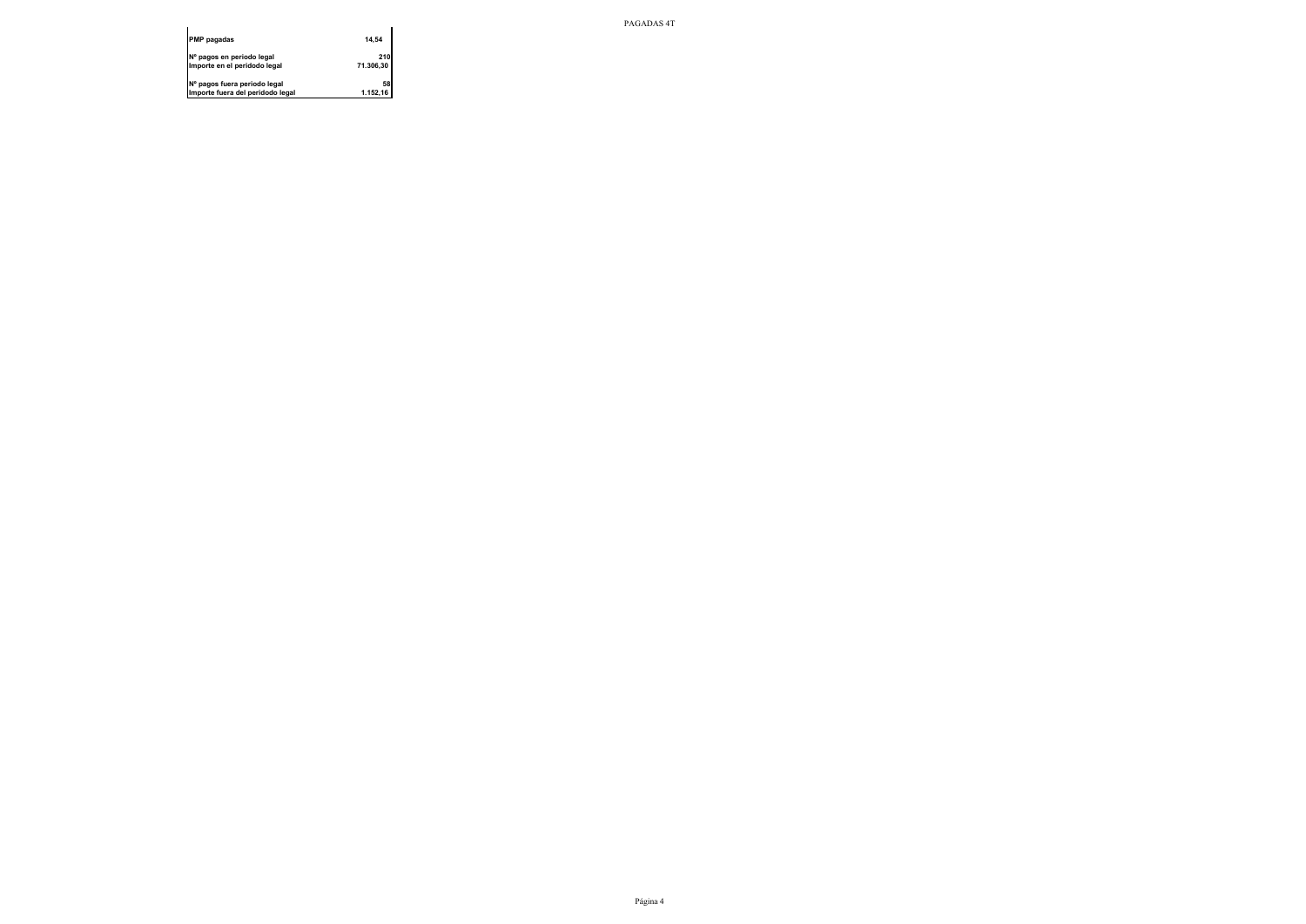| | |
|---|---|
| **PMP pagadas** | **14,54** |
| | |
| **Nº pagos en periodo legal** | **210** |
| **Importe en el peridodo legal** | **71.306,30** |
| | |
| **Nº pagos fuera periodo legal** | **58** |
| **Importe fuera del peridodo legal** | **1.152,16** |